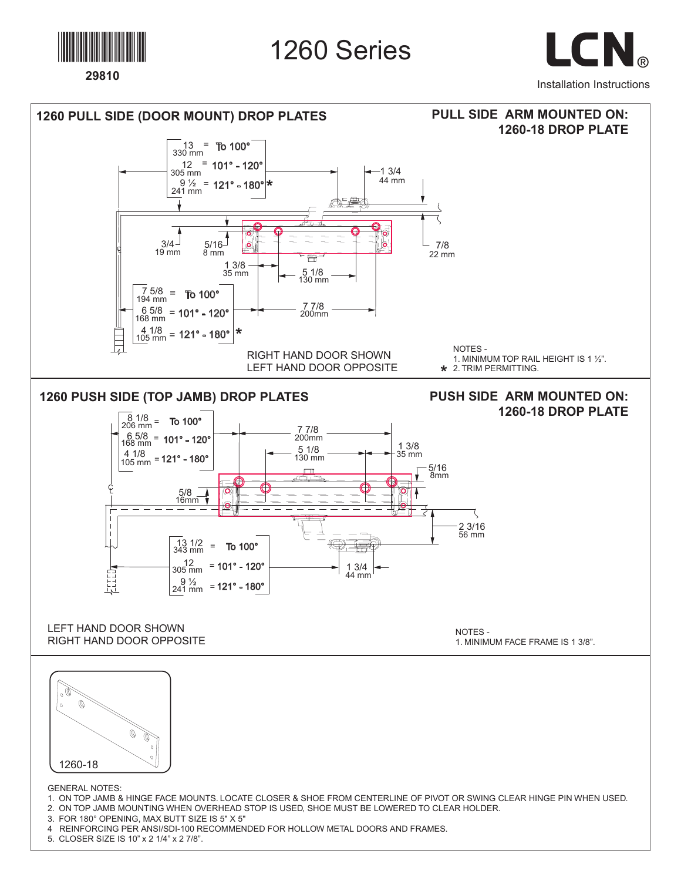29810

# 1260 Series

LCN®

Installation Instructions

## 1260 PULL SIDE (DOOR MOUNT) DROP PLATES

**PULL SIDE ARM MOUNTED ON: 1260-18 DROP PLATE**

| Dimension | Opening |
|---|---|
| 13 (330 mm) | To 100° |
| 12 (305 mm) | 101° - 120° |
| 9 ½ (241 mm) | 121° - 180° * |

| Dimension | Opening |
|---|---|
| 7 5/8 (194 mm) | To 100° |
| 6 5/8 (168 mm) | 101° - 120° |
| 4 1/8 (105 mm) | 121° - 180° * |

1 3/4 (44 mm); 3/4 (19 mm); 5/16 (8 mm); 7/8 (22 mm); 1 3/8 (35 mm); 5 1/8 (130 mm); 7 7/8 (200mm)

RIGHT HAND DOOR SHOWN
LEFT HAND DOOR OPPOSITE

NOTES -
1. MINIMUM TOP RAIL HEIGHT IS 1 ½".
* 2. TRIM PERMITTING.

## 1260 PUSH SIDE (TOP JAMB) DROP PLATES

**PUSH SIDE ARM MOUNTED ON: 1260-18 DROP PLATE**

| Dimension | Opening |
|---|---|
| 8 1/8 (206 mm) | To 100° |
| 6 5/8 (168 mm) | 101° - 120° |
| 4 1/8 (105 mm) | 121° - 180° |

| Dimension | Opening |
|---|---|
| 13 1/2 (343 mm) | To 100° |
| 12 (305 mm) | 101° - 120° |
| 9 ½ (241 mm) | 121° - 180° |

7 7/8 (200mm); 5 1/8 (130 mm); 1 3/8 (35 mm); 5/16 (8mm); 5/8 (16mm); 2 3/16 (56 mm); 1 3/4 (44 mm)

LEFT HAND DOOR SHOWN
RIGHT HAND DOOR OPPOSITE

NOTES -
1. MINIMUM FACE FRAME IS 1 3/8".

1260-18

GENERAL NOTES:
1. ON TOP JAMB & HINGE FACE MOUNTS. LOCATE CLOSER & SHOE FROM CENTERLINE OF PIVOT OR SWING CLEAR HINGE PIN WHEN USED.
2. ON TOP JAMB MOUNTING WHEN OVERHEAD STOP IS USED, SHOE MUST BE LOWERED TO CLEAR HOLDER.
3. FOR 180° OPENING, MAX BUTT SIZE IS 5" X 5"
4. REINFORCING PER ANSI/SDI-100 RECOMMENDED FOR HOLLOW METAL DOORS AND FRAMES.
5. CLOSER SIZE IS 10" x 2 1/4" x 2 7/8".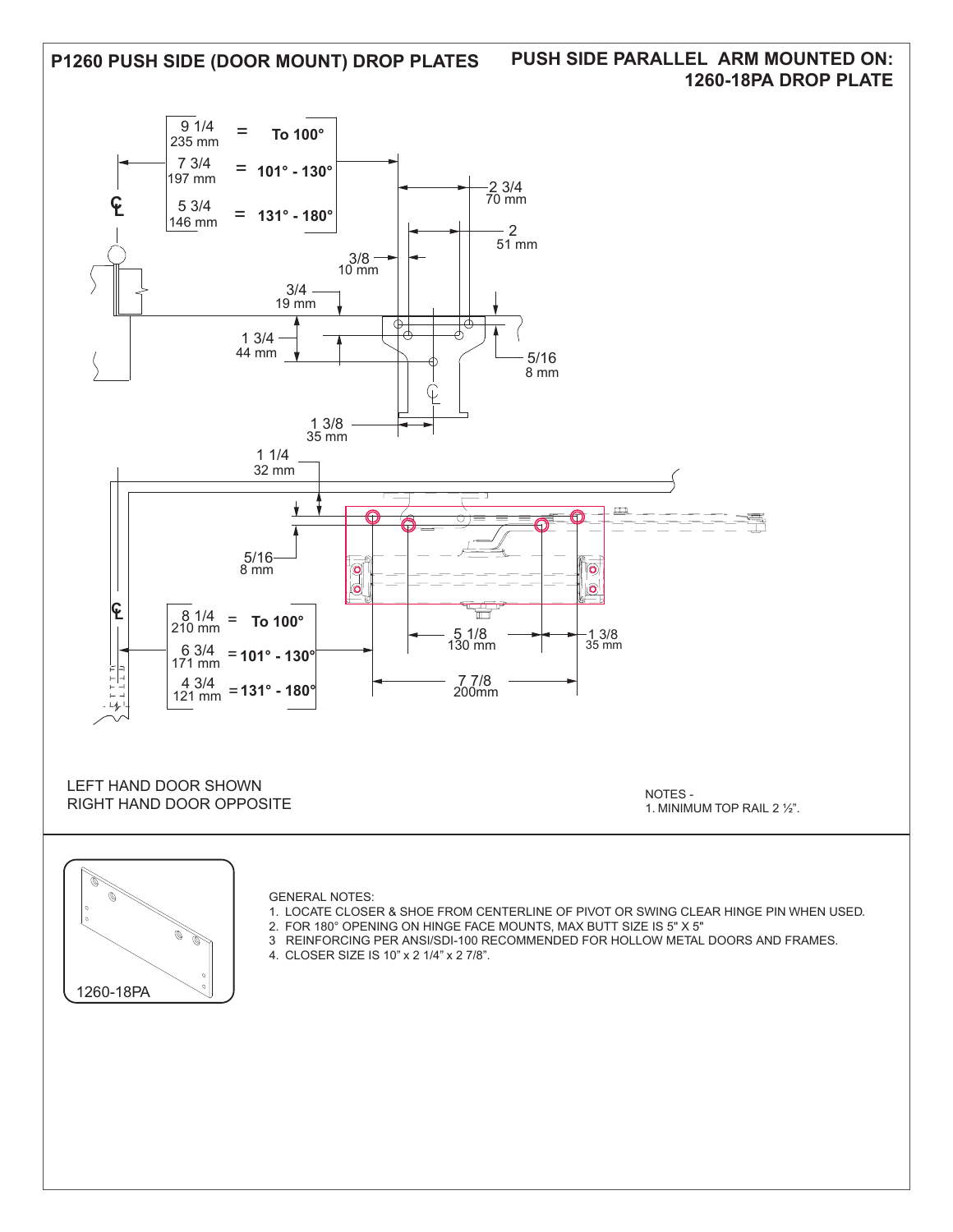# P1260 PUSH SIDE (DOOR MOUNT) DROP PLATES

## PUSH SIDE PARALLEL ARM MOUNTED ON: 1260-18PA DROP PLATE

| | | |
|---|---|---|
| 9 1/4 235 mm | = | To 100° |
| 7 3/4 197 mm | = | 101° - 130° |
| 5 3/4 146 mm | = | 131° - 180° |

2 3/4 70 mm

2 51 mm

3/8 10 mm

3/4 19 mm

1 3/4 44 mm

5/16 8 mm

1 3/8 35 mm

1 1/4 32 mm

5/16 8 mm

| | | |
|---|---|---|
| 8 1/4 210 mm | = | To 100° |
| 6 3/4 171 mm | = | 101° - 130° |
| 4 3/4 121 mm | = | 131° - 180° |

5 1/8 130 mm

1 3/8 35 mm

7 7/8 200mm

LEFT HAND DOOR SHOWN
RIGHT HAND DOOR OPPOSITE

NOTES -
1. MINIMUM TOP RAIL 2 ½".

1260-18PA

GENERAL NOTES:
1. LOCATE CLOSER & SHOE FROM CENTERLINE OF PIVOT OR SWING CLEAR HINGE PIN WHEN USED.
2. FOR 180° OPENING ON HINGE FACE MOUNTS, MAX BUTT SIZE IS 5" X 5"
3 REINFORCING PER ANSI/SDI-100 RECOMMENDED FOR HOLLOW METAL DOORS AND FRAMES.
4. CLOSER SIZE IS 10" x 2 1/4" x 2 7/8".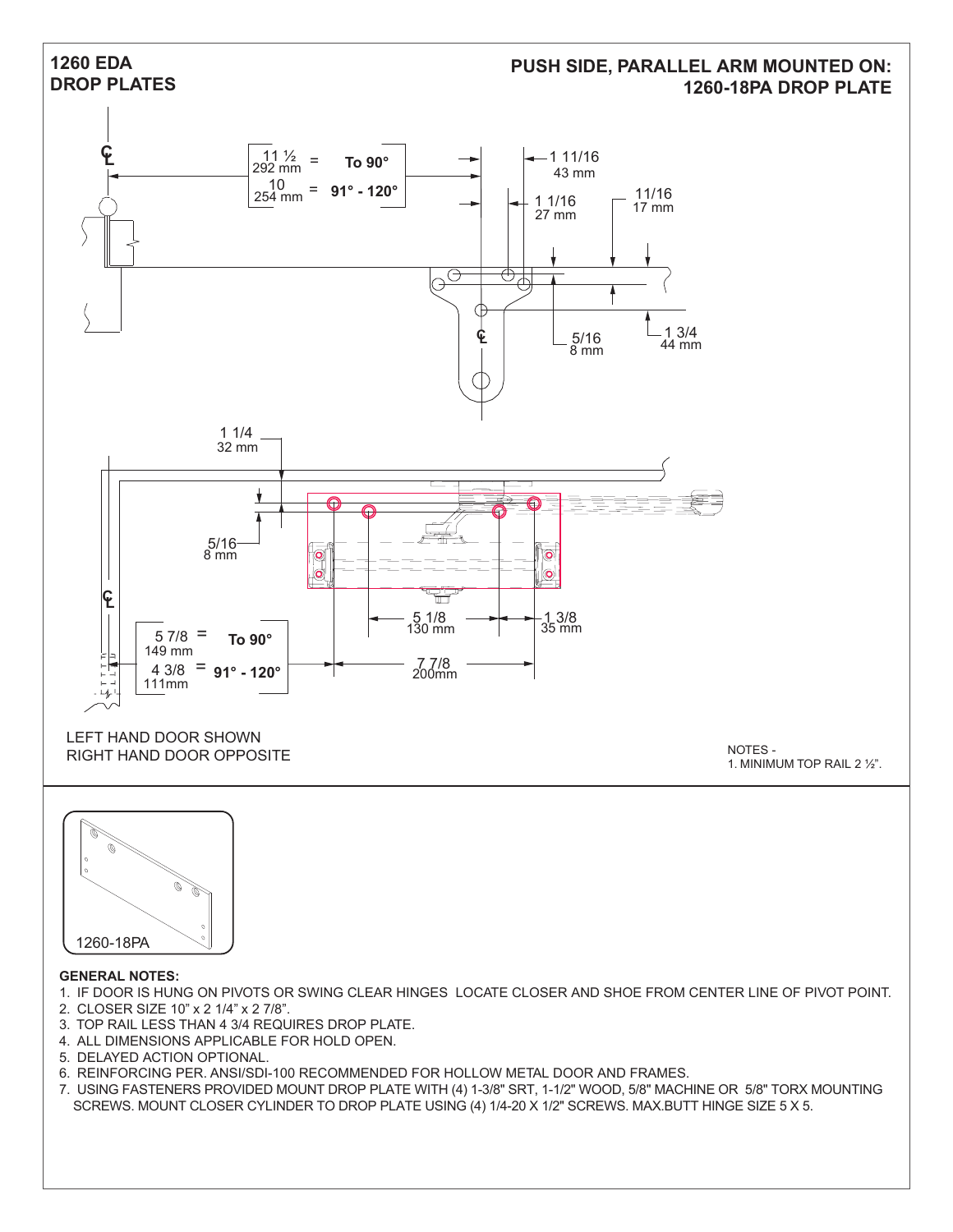# 1260 EDA DROP PLATES

## PUSH SIDE, PARALLEL ARM MOUNTED ON: 1260-18PA DROP PLATE

11 ½ / 292 mm = **To 90°**

10 / 254 mm = **91° - 120°**

1 11/16 / 43 mm

1 1/16 / 27 mm

11/16 / 17 mm

5/16 / 8 mm

1 3/4 / 44 mm

1 1/4 / 32 mm

5/16 / 8 mm

5 1/8 / 130 mm

1 3/8 / 35 mm

5 7/8 / 149 mm = **To 90°**

4 3/8 / 111mm = **91° - 120°**

7 7/8 / 200mm

LEFT HAND DOOR SHOWN
RIGHT HAND DOOR OPPOSITE

NOTES -
1. MINIMUM TOP RAIL 2 ½".

1260-18PA

**GENERAL NOTES:**

1. IF DOOR IS HUNG ON PIVOTS OR SWING CLEAR HINGES LOCATE CLOSER AND SHOE FROM CENTER LINE OF PIVOT POINT.
2. CLOSER SIZE 10" x 2 1/4" x 2 7/8".
3. TOP RAIL LESS THAN 4 3/4 REQUIRES DROP PLATE.
4. ALL DIMENSIONS APPLICABLE FOR HOLD OPEN.
5. DELAYED ACTION OPTIONAL.
6. REINFORCING PER. ANSI/SDI-100 RECOMMENDED FOR HOLLOW METAL DOOR AND FRAMES.
7. USING FASTENERS PROVIDED MOUNT DROP PLATE WITH (4) 1-3/8" SRT, 1-1/2" WOOD, 5/8" MACHINE OR 5/8" TORX MOUNTING SCREWS. MOUNT CLOSER CYLINDER TO DROP PLATE USING (4) 1/4-20 X 1/2" SCREWS. MAX.BUTT HINGE SIZE 5 X 5.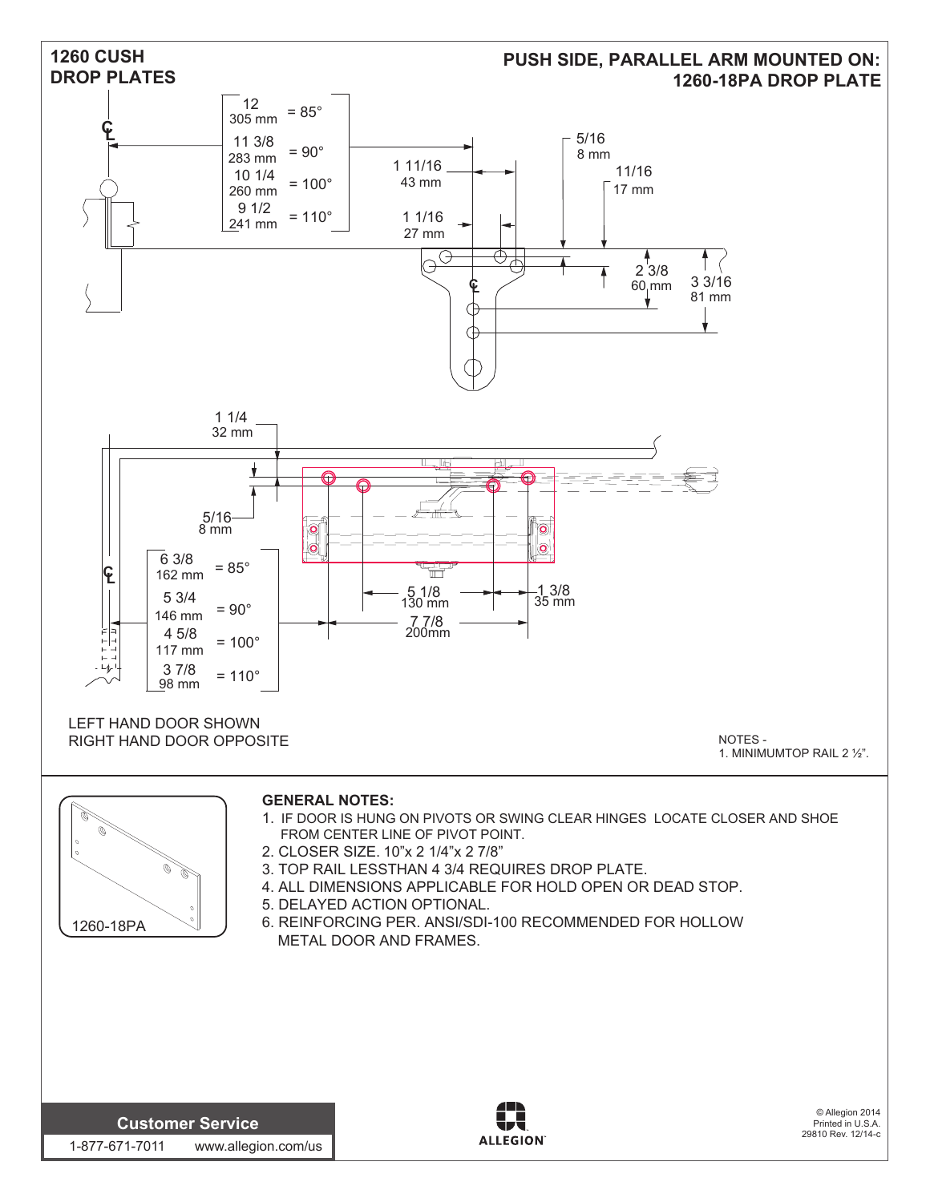# 1260 CUSH DROP PLATES

## PUSH SIDE, PARALLEL ARM MOUNTED ON: 1260-18PA DROP PLATE

CL

12
305 mm = 85°

11 3/8
283 mm = 90°

10 1/4
260 mm = 100°

9 1/2
241 mm = 110°

1 11/16
43 mm

1 1/16
27 mm

5/16
8 mm

11/16
17 mm

2 3/8
60 mm

3 3/16
81 mm

CL

1 1/4
32 mm

5/16
8 mm

CL

6 3/8
162 mm = 85°

5 3/4
146 mm = 90°

4 5/8
117 mm = 100°

3 7/8
98 mm = 110°

5 1/8
130 mm

1 3/8
35 mm

7 7/8
200mm

LEFT HAND DOOR SHOWN
RIGHT HAND DOOR OPPOSITE

NOTES -
1. MINIMUMTOP RAIL 2 ½".

1260-18PA

**GENERAL NOTES:**

1. IF DOOR IS HUNG ON PIVOTS OR SWING CLEAR HINGES LOCATE CLOSER AND SHOE FROM CENTER LINE OF PIVOT POINT.
2. CLOSER SIZE. 10"x 2 1/4"x 2 7/8"
3. TOP RAIL LESSTHAN 4 3/4 REQUIRES DROP PLATE.
4. ALL DIMENSIONS APPLICABLE FOR HOLD OPEN OR DEAD STOP.
5. DELAYED ACTION OPTIONAL.
6. REINFORCING PER. ANSI/SDI-100 RECOMMENDED FOR HOLLOW METAL DOOR AND FRAMES.

**Customer Service**
1-877-671-7011 www.allegion.com/us

ALLEGION

© Allegion 2014
Printed in U.S.A.
29810 Rev. 12/14-c